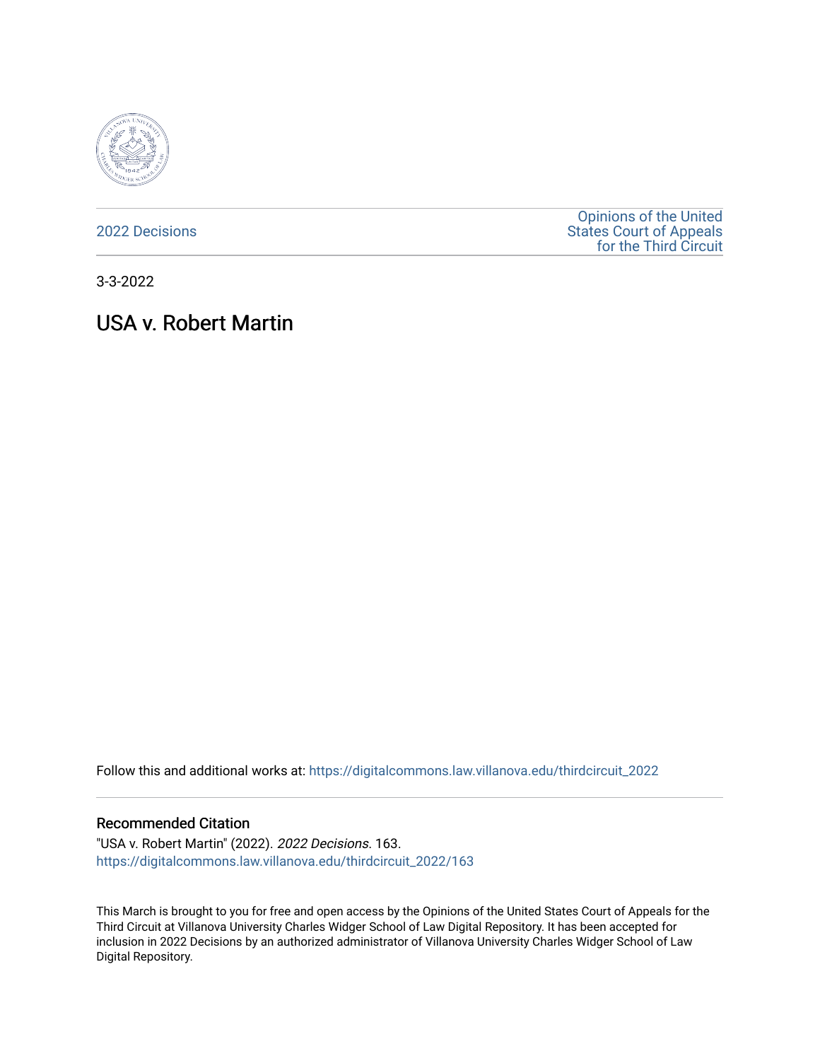2022 Decisions

Opinions of the United States Court of Appeals for the Third Circuit

3-3-2022

# USA v. Robert Martin

Follow this and additional works at: https://digitalcommons.law.villanova.edu/thirdcircuit_2022

## Recommended Citation

"USA v. Robert Martin" (2022). *2022 Decisions*. 163.
https://digitalcommons.law.villanova.edu/thirdcircuit_2022/163

This March is brought to you for free and open access by the Opinions of the United States Court of Appeals for the Third Circuit at Villanova University Charles Widger School of Law Digital Repository. It has been accepted for inclusion in 2022 Decisions by an authorized administrator of Villanova University Charles Widger School of Law Digital Repository.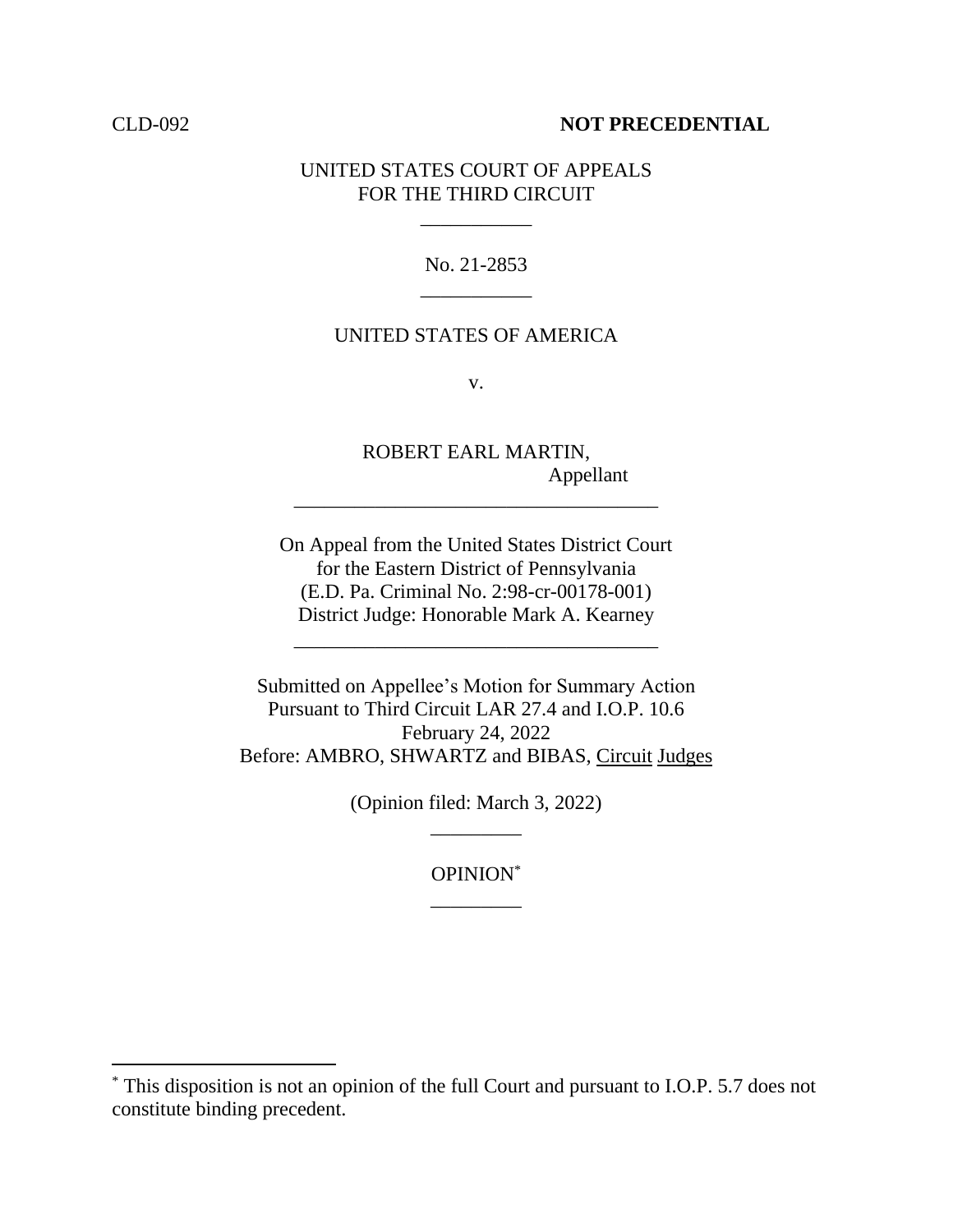CLD-092 **NOT PRECEDENTIAL**

UNITED STATES COURT OF APPEALS
FOR THE THIRD CIRCUIT

\_\_\_\_\_\_\_\_\_\_\_

No. 21-2853

\_\_\_\_\_\_\_\_\_\_\_

UNITED STATES OF AMERICA

v.

ROBERT EARL MARTIN,
Appellant

\_\_\_\_\_\_\_\_\_\_\_\_\_\_\_\_\_\_\_\_\_\_\_\_\_\_\_\_\_\_\_\_\_\_\_\_

On Appeal from the United States District Court
for the Eastern District of Pennsylvania
(E.D. Pa. Criminal No. 2:98-cr-00178-001)
District Judge: Honorable Mark A. Kearney

\_\_\_\_\_\_\_\_\_\_\_\_\_\_\_\_\_\_\_\_\_\_\_\_\_\_\_\_\_\_\_\_\_\_\_\_

Submitted on Appellee's Motion for Summary Action
Pursuant to Third Circuit LAR 27.4 and I.O.P. 10.6
February 24, 2022
Before: AMBRO, SHWARTZ and BIBAS, Circuit Judges

(Opinion filed: March 3, 2022)

\_\_\_\_\_\_\_\_\_

OPINION[*]

\_\_\_\_\_\_\_\_\_

---

[*] This disposition is not an opinion of the full Court and pursuant to I.O.P. 5.7 does not constitute binding precedent.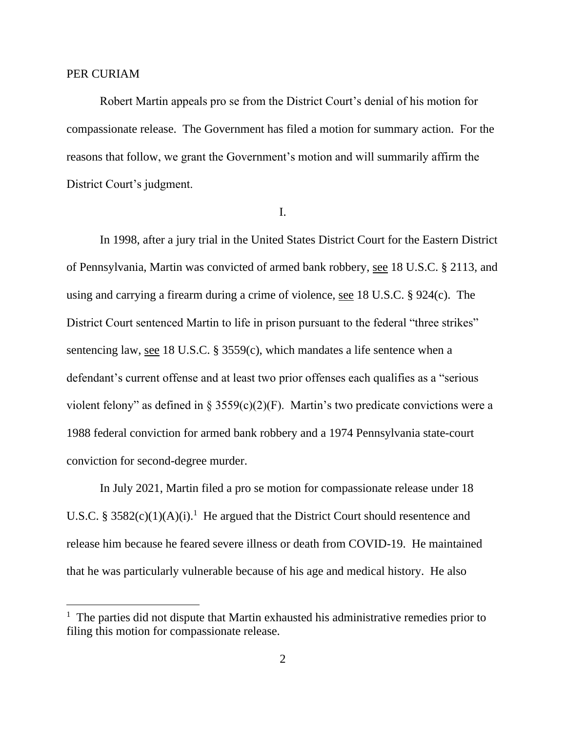PER CURIAM

Robert Martin appeals pro se from the District Court's denial of his motion for compassionate release. The Government has filed a motion for summary action. For the reasons that follow, we grant the Government's motion and will summarily affirm the District Court's judgment.

I.

In 1998, after a jury trial in the United States District Court for the Eastern District of Pennsylvania, Martin was convicted of armed bank robbery, see 18 U.S.C. § 2113, and using and carrying a firearm during a crime of violence, see 18 U.S.C. § 924(c). The District Court sentenced Martin to life in prison pursuant to the federal "three strikes" sentencing law, see 18 U.S.C. § 3559(c), which mandates a life sentence when a defendant's current offense and at least two prior offenses each qualifies as a "serious violent felony" as defined in § 3559(c)(2)(F). Martin's two predicate convictions were a 1988 federal conviction for armed bank robbery and a 1974 Pennsylvania state-court conviction for second-degree murder.

In July 2021, Martin filed a pro se motion for compassionate release under 18 U.S.C. § 3582(c)(1)(A)(i).[1] He argued that the District Court should resentence and release him because he feared severe illness or death from COVID-19. He maintained that he was particularly vulnerable because of his age and medical history. He also

[1] The parties did not dispute that Martin exhausted his administrative remedies prior to filing this motion for compassionate release.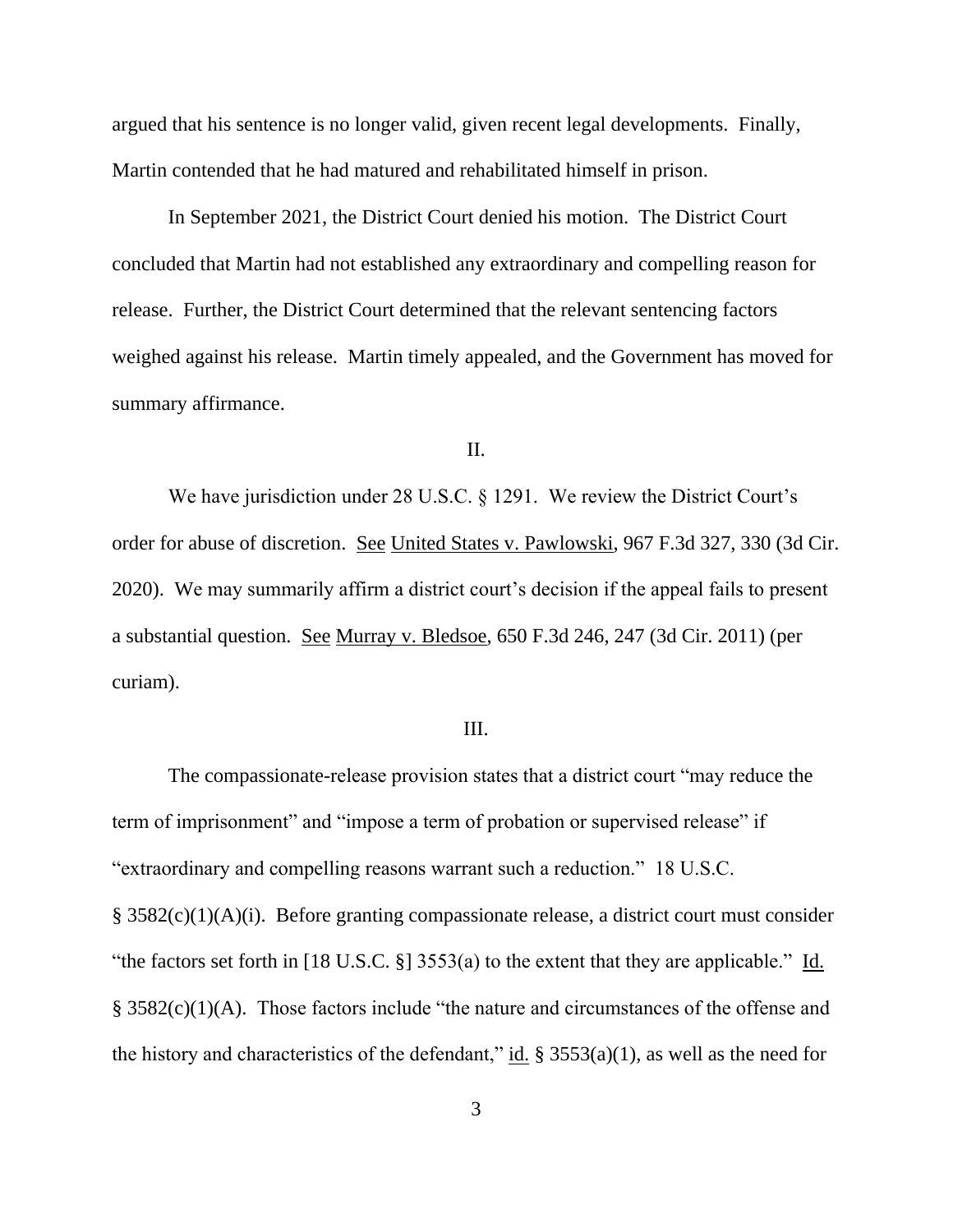argued that his sentence is no longer valid, given recent legal developments. Finally, Martin contended that he had matured and rehabilitated himself in prison.

In September 2021, the District Court denied his motion. The District Court concluded that Martin had not established any extraordinary and compelling reason for release. Further, the District Court determined that the relevant sentencing factors weighed against his release. Martin timely appealed, and the Government has moved for summary affirmance.

II.

We have jurisdiction under 28 U.S.C. § 1291. We review the District Court's order for abuse of discretion. See United States v. Pawlowski, 967 F.3d 327, 330 (3d Cir. 2020). We may summarily affirm a district court's decision if the appeal fails to present a substantial question. See Murray v. Bledsoe, 650 F.3d 246, 247 (3d Cir. 2011) (per curiam).

III.

The compassionate-release provision states that a district court "may reduce the term of imprisonment" and "impose a term of probation or supervised release" if "extraordinary and compelling reasons warrant such a reduction." 18 U.S.C. § 3582(c)(1)(A)(i). Before granting compassionate release, a district court must consider "the factors set forth in [18 U.S.C. §] 3553(a) to the extent that they are applicable." Id. § 3582(c)(1)(A). Those factors include "the nature and circumstances of the offense and the history and characteristics of the defendant," id. § 3553(a)(1), as well as the need for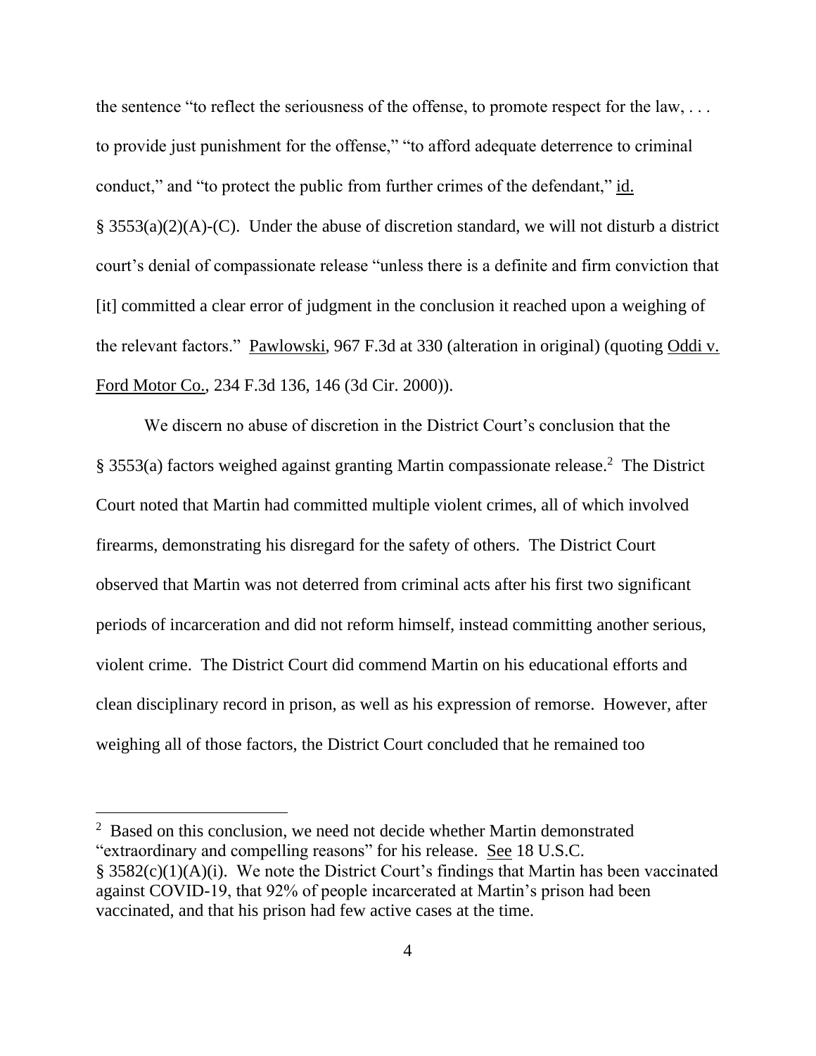the sentence "to reflect the seriousness of the offense, to promote respect for the law, . . . to provide just punishment for the offense," "to afford adequate deterrence to criminal conduct," and "to protect the public from further crimes of the defendant," id. § 3553(a)(2)(A)-(C). Under the abuse of discretion standard, we will not disturb a district court's denial of compassionate release "unless there is a definite and firm conviction that [it] committed a clear error of judgment in the conclusion it reached upon a weighing of the relevant factors." Pawlowski, 967 F.3d at 330 (alteration in original) (quoting Oddi v. Ford Motor Co., 234 F.3d 136, 146 (3d Cir. 2000)).

We discern no abuse of discretion in the District Court's conclusion that the § 3553(a) factors weighed against granting Martin compassionate release.[2] The District Court noted that Martin had committed multiple violent crimes, all of which involved firearms, demonstrating his disregard for the safety of others. The District Court observed that Martin was not deterred from criminal acts after his first two significant periods of incarceration and did not reform himself, instead committing another serious, violent crime. The District Court did commend Martin on his educational efforts and clean disciplinary record in prison, as well as his expression of remorse. However, after weighing all of those factors, the District Court concluded that he remained too

---

[2] Based on this conclusion, we need not decide whether Martin demonstrated "extraordinary and compelling reasons" for his release. See 18 U.S.C. § 3582(c)(1)(A)(i). We note the District Court's findings that Martin has been vaccinated against COVID-19, that 92% of people incarcerated at Martin's prison had been vaccinated, and that his prison had few active cases at the time.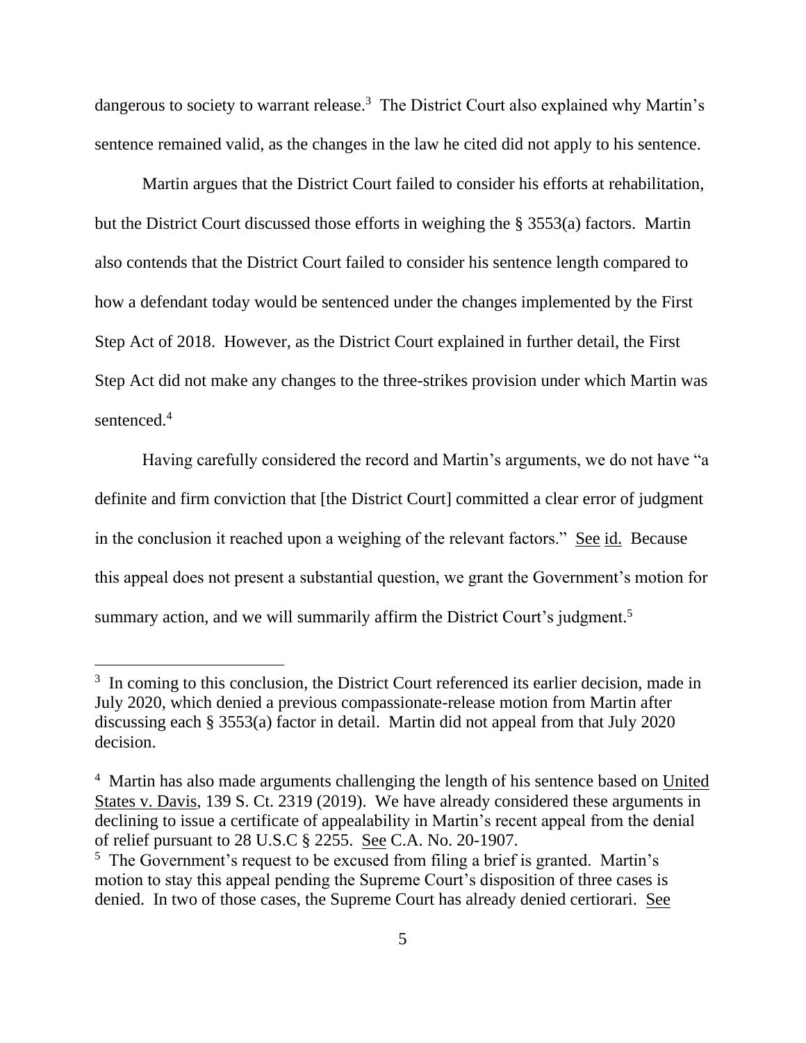dangerous to society to warrant release.[3] The District Court also explained why Martin's sentence remained valid, as the changes in the law he cited did not apply to his sentence.

Martin argues that the District Court failed to consider his efforts at rehabilitation, but the District Court discussed those efforts in weighing the § 3553(a) factors. Martin also contends that the District Court failed to consider his sentence length compared to how a defendant today would be sentenced under the changes implemented by the First Step Act of 2018. However, as the District Court explained in further detail, the First Step Act did not make any changes to the three-strikes provision under which Martin was sentenced.[4]

Having carefully considered the record and Martin's arguments, we do not have "a definite and firm conviction that [the District Court] committed a clear error of judgment in the conclusion it reached upon a weighing of the relevant factors." See id. Because this appeal does not present a substantial question, we grant the Government's motion for summary action, and we will summarily affirm the District Court's judgment.[5]

---

[3] In coming to this conclusion, the District Court referenced its earlier decision, made in July 2020, which denied a previous compassionate-release motion from Martin after discussing each § 3553(a) factor in detail. Martin did not appeal from that July 2020 decision.

[4] Martin has also made arguments challenging the length of his sentence based on United States v. Davis, 139 S. Ct. 2319 (2019). We have already considered these arguments in declining to issue a certificate of appealability in Martin's recent appeal from the denial of relief pursuant to 28 U.S.C § 2255. See C.A. No. 20-1907.

[5] The Government's request to be excused from filing a brief is granted. Martin's motion to stay this appeal pending the Supreme Court's disposition of three cases is denied. In two of those cases, the Supreme Court has already denied certiorari. See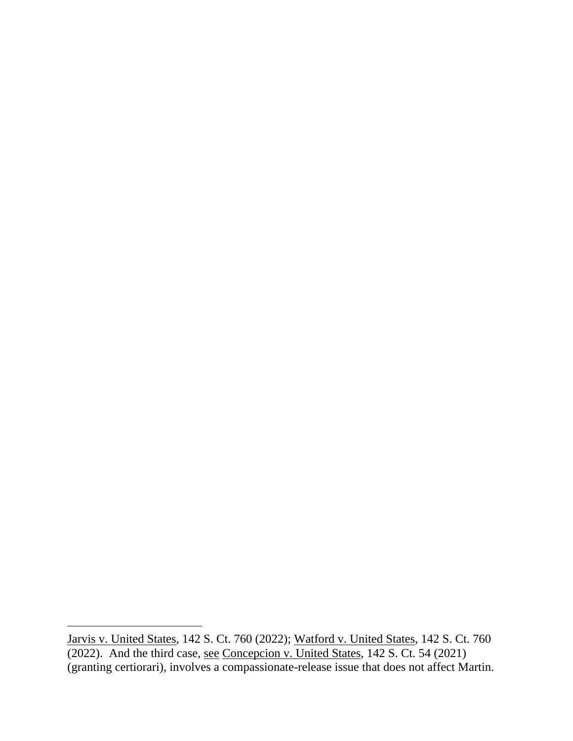Jarvis v. United States, 142 S. Ct. 760 (2022); Watford v. United States, 142 S. Ct. 760 (2022). And the third case, see Concepcion v. United States, 142 S. Ct. 54 (2021) (granting certiorari), involves a compassionate-release issue that does not affect Martin.